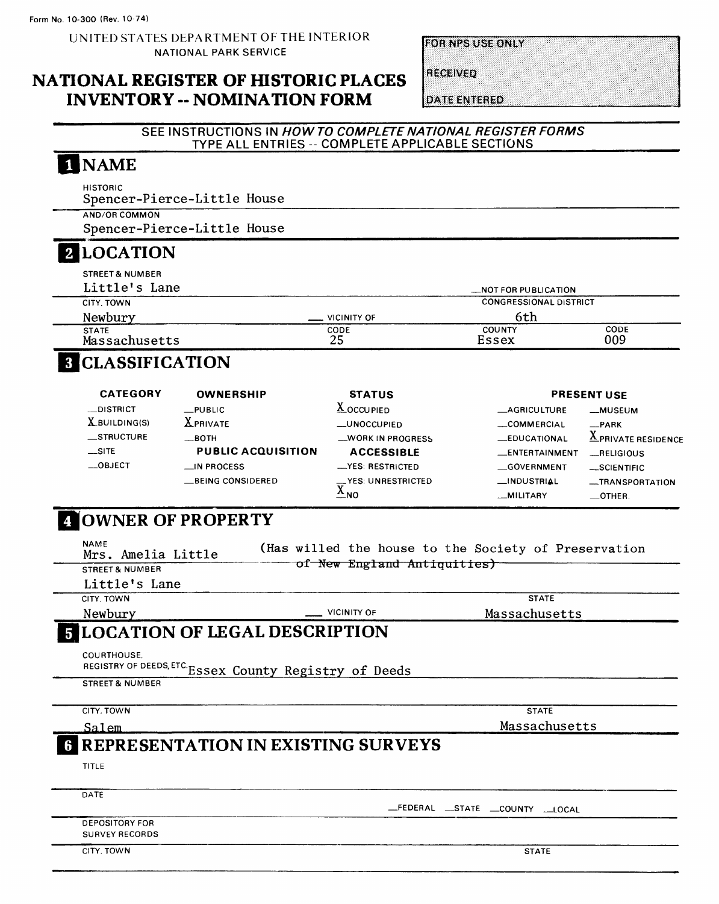Form No. 10-300 (Rev. 10-74)

UNITED STATES DEPARTMENT OF THE INTERIOR
NATIONAL PARK SERVICE

# NATIONAL REGISTER OF HISTORIC PLACES INVENTORY -- NOMINATION FORM

FOR NPS USE ONLY

RECEIVED

DATE ENTERED

SEE INSTRUCTIONS IN *HOW TO COMPLETE NATIONAL REGISTER FORMS*
TYPE ALL ENTRIES -- COMPLETE APPLICABLE SECTIONS

## 1 NAME

HISTORIC
Spencer-Pierce-Little House

AND/OR COMMON
Spencer-Pierce-Little House

## 2 LOCATION

STREET & NUMBER
Little's Lane

__NOT FOR PUBLICATION

CITY, TOWN
Newbury

__ VICINITY OF

CONGRESSIONAL DISTRICT
6th

STATE
Massachusetts

CODE
25

COUNTY
Essex

CODE
009

## 3 CLASSIFICATION

| CATEGORY | OWNERSHIP | STATUS | PRESENT USE | |
|---|---|---|---|---|
| __DISTRICT | __PUBLIC | X OCCUPIED | __AGRICULTURE | __MUSEUM |
| X BUILDING(S) | X PRIVATE | __UNOCCUPIED | __COMMERCIAL | __PARK |
| __STRUCTURE | __BOTH | __WORK IN PROGRESS | __EDUCATIONAL | X PRIVATE RESIDENCE |
| __SITE | **PUBLIC ACQUISITION** | **ACCESSIBLE** | __ENTERTAINMENT | __RELIGIOUS |
| __OBJECT | __IN PROCESS | __YES: RESTRICTED | __GOVERNMENT | __SCIENTIFIC |
| | __BEING CONSIDERED | __YES: UNRESTRICTED | __INDUSTRIAL | __TRANSPORTATION |
| | | X NO | __MILITARY | __OTHER: |

## 4 OWNER OF PROPERTY

NAME
Mrs. Amelia Little (Has willed the house to the Society of Preservation of New England Antiquities)

STREET & NUMBER
Little's Lane

CITY, TOWN
Newbury

__ VICINITY OF

STATE
Massachusetts

## 5 LOCATION OF LEGAL DESCRIPTION

COURTHOUSE, REGISTRY OF DEEDS, ETC. Essex County Registry of Deeds

STREET & NUMBER

CITY, TOWN
Salem

STATE
Massachusetts

## 6 REPRESENTATION IN EXISTING SURVEYS

TITLE

DATE

__FEDERAL __STATE __COUNTY __LOCAL

DEPOSITORY FOR SURVEY RECORDS

CITY, TOWN

STATE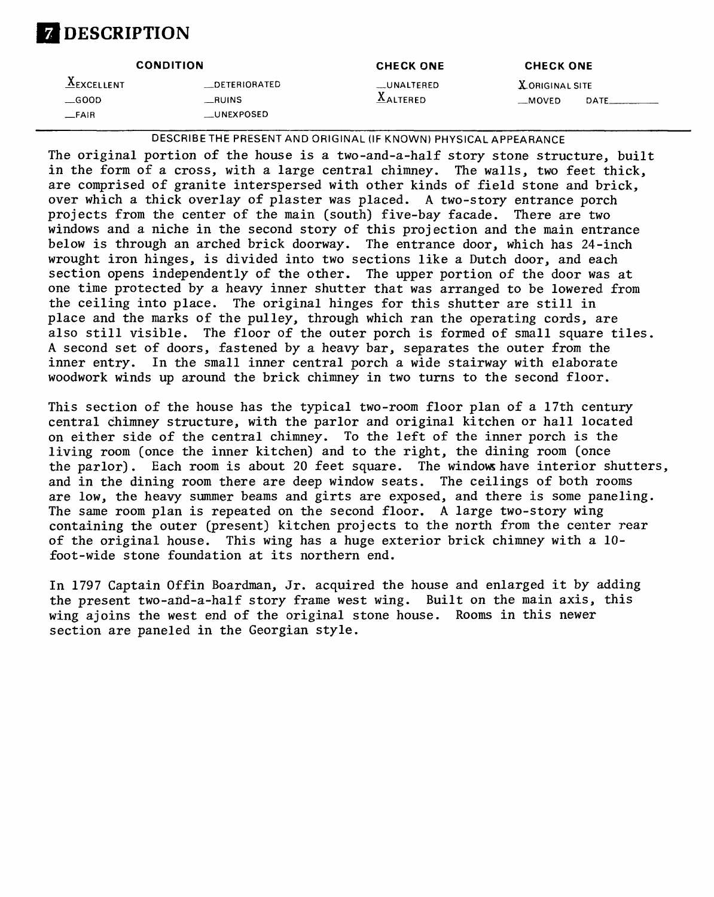# 7 DESCRIPTION

| CONDITION | | CHECK ONE | CHECK ONE |
|---|---|---|---|
| X EXCELLENT | __DETERIORATED | __UNALTERED | X ORIGINAL SITE |
| __GOOD | __RUINS | X ALTERED | __MOVED DATE______ |
| __FAIR | __UNEXPOSED | | |

DESCRIBE THE PRESENT AND ORIGINAL (IF KNOWN) PHYSICAL APPEARANCE

The original portion of the house is a two-and-a-half story stone structure, built in the form of a cross, with a large central chimney. The walls, two feet thick, are comprised of granite interspersed with other kinds of field stone and brick, over which a thick overlay of plaster was placed. A two-story entrance porch projects from the center of the main (south) five-bay facade. There are two windows and a niche in the second story of this projection and the main entrance below is through an arched brick doorway. The entrance door, which has 24-inch wrought iron hinges, is divided into two sections like a Dutch door, and each section opens independently of the other. The upper portion of the door was at one time protected by a heavy inner shutter that was arranged to be lowered from the ceiling into place. The original hinges for this shutter are still in place and the marks of the pulley, through which ran the operating cords, are also still visible. The floor of the outer porch is formed of small square tiles. A second set of doors, fastened by a heavy bar, separates the outer from the inner entry. In the small inner central porch a wide stairway with elaborate woodwork winds up around the brick chimney in two turns to the second floor.

This section of the house has the typical two-room floor plan of a 17th century central chimney structure, with the parlor and original kitchen or hall located on either side of the central chimney. To the left of the inner porch is the living room (once the inner kitchen) and to the right, the dining room (once the parlor). Each room is about 20 feet square. The windows have interior shutters, and in the dining room there are deep window seats. The ceilings of both rooms are low, the heavy summer beams and girts are exposed, and there is some paneling. The same room plan is repeated on the second floor. A large two-story wing containing the outer (present) kitchen projects to the north from the center rear of the original house. This wing has a huge exterior brick chimney with a 10-foot-wide stone foundation at its northern end.

In 1797 Captain Offin Boardman, Jr. acquired the house and enlarged it by adding the present two-and-a-half story frame west wing. Built on the main axis, this wing ajoins the west end of the original stone house. Rooms in this newer section are paneled in the Georgian style.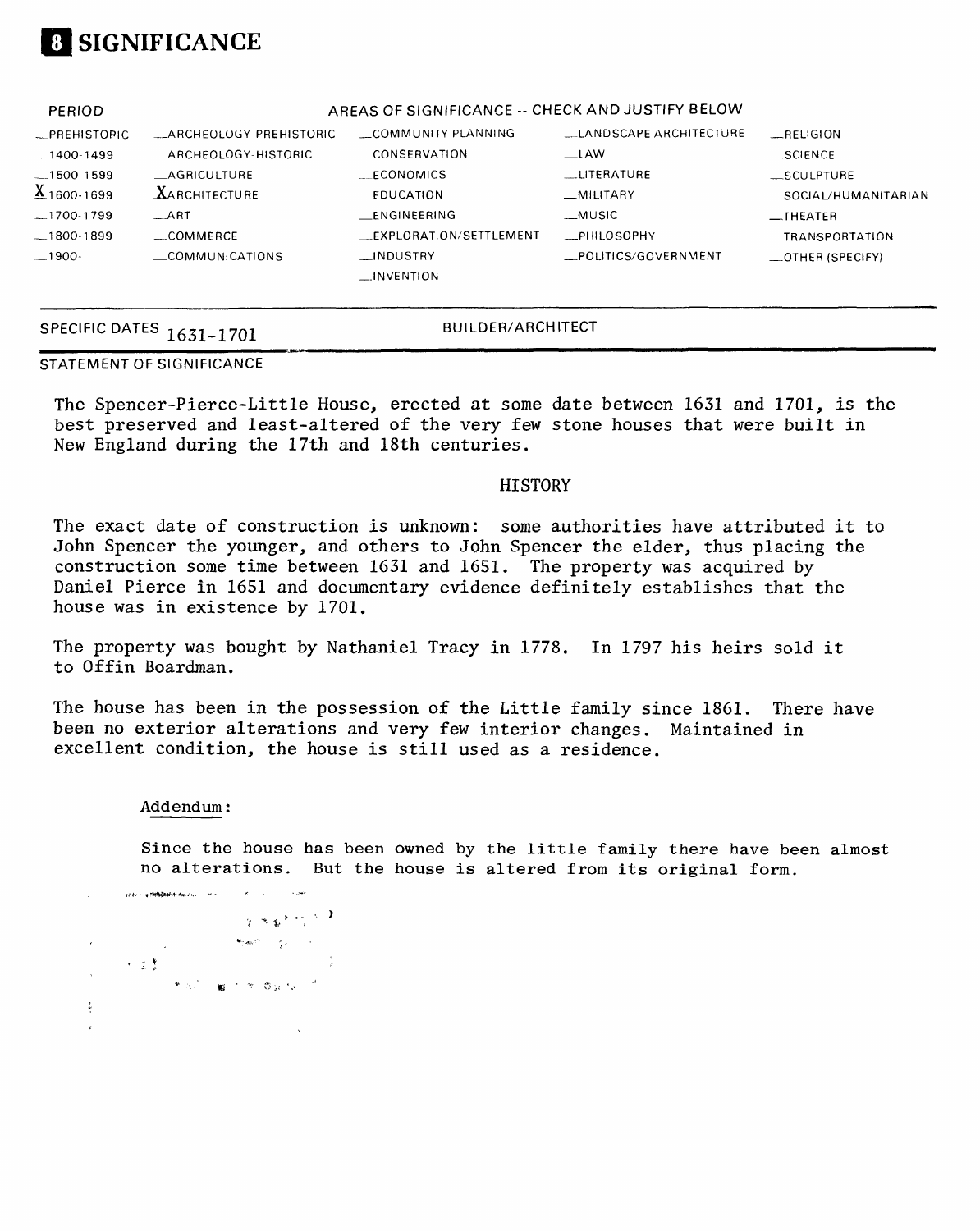# 8 SIGNIFICANCE

| PERIOD | AREAS OF SIGNIFICANCE -- CHECK AND JUSTIFY BELOW | | | |
|---|---|---|---|---|
| _PREHISTORIC | _ARCHEOLOGY-PREHISTORIC | _COMMUNITY PLANNING | _LANDSCAPE ARCHITECTURE | _RELIGION |
| _1400-1499 | _ARCHEOLOGY-HISTORIC | _CONSERVATION | _LAW | _SCIENCE |
| _1500-1599 | _AGRICULTURE | _ECONOMICS | _LITERATURE | _SCULPTURE |
| X 1600-1699 | X ARCHITECTURE | _EDUCATION | _MILITARY | _SOCIAL/HUMANITARIAN |
| _1700-1799 | _ART | _ENGINEERING | _MUSIC | _THEATER |
| _1800-1899 | _COMMERCE | _EXPLORATION/SETTLEMENT | _PHILOSOPHY | _TRANSPORTATION |
| _1900- | _COMMUNICATIONS | _INDUSTRY | _POLITICS/GOVERNMENT | _OTHER (SPECIFY) |
| | | _INVENTION | | |

SPECIFIC DATES 1631-1701 BUILDER/ARCHITECT

STATEMENT OF SIGNIFICANCE

The Spencer-Pierce-Little House, erected at some date between 1631 and 1701, is the best preserved and least-altered of the very few stone houses that were built in New England during the 17th and 18th centuries.

HISTORY

The exact date of construction is unknown: some authorities have attributed it to John Spencer the younger, and others to John Spencer the elder, thus placing the construction some time between 1631 and 1651. The property was acquired by Daniel Pierce in 1651 and documentary evidence definitely establishes that the house was in existence by 1701.

The property was bought by Nathaniel Tracy in 1778. In 1797 his heirs sold it to Offin Boardman.

The house has been in the possession of the Little family since 1861. There have been no exterior alterations and very few interior changes. Maintained in excellent condition, the house is still used as a residence.

Addendum:

Since the house has been owned by the little family there have been almost no alterations. But the house is altered from its original form.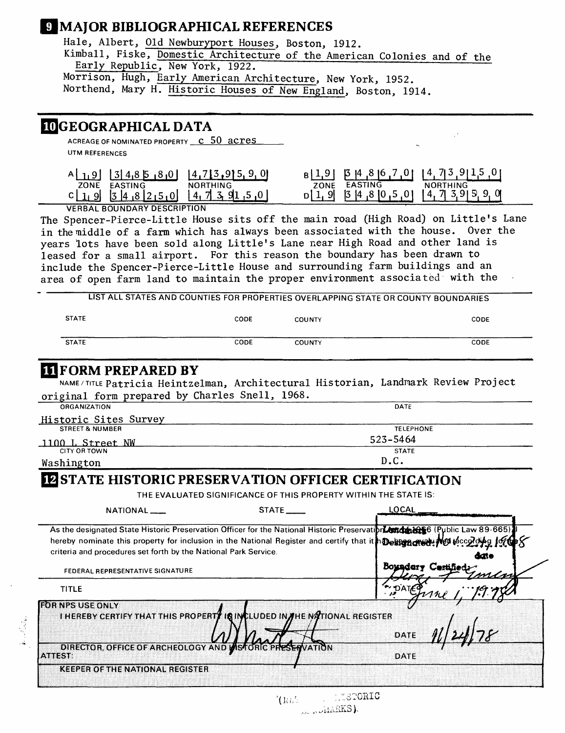## 9 MAJOR BIBLIOGRAPHICAL REFERENCES

Hale, Albert, Old Newburyport Houses, Boston, 1912.
Kimball, Fiske, Domestic Architecture of the American Colonies and of the Early Republic, New York, 1922.
Morrison, Hugh, Early American Architecture, New York, 1952.
Northend, Mary H. Historic Houses of New England, Boston, 1914.

## 10 GEOGRAPHICAL DATA

ACREAGE OF NOMINATED PROPERTY c 50 acres

UTM REFERENCES

| | ZONE | EASTING | NORTHING |
|---|---|---|---|
| A | 1,9 | 3 4,8 5 ,8,0 | 4,7 3,9 5,9,0 |
| B | 1,9 | 3 4 ,8 6 ,7,0 | 4,7 3,9 1,5,0 |
| C | 1,9 | 3 4 ,8 2 ,5,0 | 4,7 3,9 1,5,0 |
| D | 1,9 | 3 4 ,8 0 ,5,0 | 4,7 3,9 5,9,0 |

VERBAL BOUNDARY DESCRIPTION

The Spencer-Pierce-Little House sits off the main road (High Road) on Little's Lane in the middle of a farm which has always been associated with the house. Over the years lots have been sold along Little's Lane near High Road and other land is leased for a small airport. For this reason the boundary has been drawn to include the Spencer-Pierce-Little House and surrounding farm buildings and an area of open farm land to maintain the proper environment associated with the

LIST ALL STATES AND COUNTIES FOR PROPERTIES OVERLAPPING STATE OR COUNTY BOUNDARIES

| STATE | CODE | COUNTY | CODE |
|---|---|---|---|
| STATE | CODE | COUNTY | CODE |

## 11 FORM PREPARED BY

NAME / TITLE Patricia Heintzelman, Architectural Historian, Landmark Review Project
original form prepared by Charles Snell, 1968.

ORGANIZATION: Historic Sites Survey
DATE:

STREET & NUMBER: 1100 L Street NW
TELEPHONE: 523-5464

CITY OR TOWN: Washington
STATE: D.C.

## 12 STATE HISTORIC PRESERVATION OFFICER CERTIFICATION

THE EVALUATED SIGNIFICANCE OF THIS PROPERTY WITHIN THE STATE IS:

NATIONAL ___ STATE ___ LOCAL ___

As the designated State Historic Preservation Officer for the National Historic Preservation Act of 1966 (Public Law 89-665), I hereby nominate this property for inclusion in the National Register and certify that it has been evaluated according to the criteria and procedures set forth by the National Park Service.

Landmark Designated: Nov 24, 1968
date

Boundary Certified: [signature]
DATE June 1, 1978

FEDERAL REPRESENTATIVE SIGNATURE

TITLE

FOR NPS USE ONLY
I HEREBY CERTIFY THAT THIS PROPERTY IS INCLUDED IN THE NATIONAL REGISTER

DATE 11/24/78

DIRECTOR, OFFICE OF ARCHEOLOGY AND HISTORIC PRESERVATION

ATTEST: DATE

KEEPER OF THE NATIONAL REGISTER

(NATIONAL HISTORIC LANDMARKS)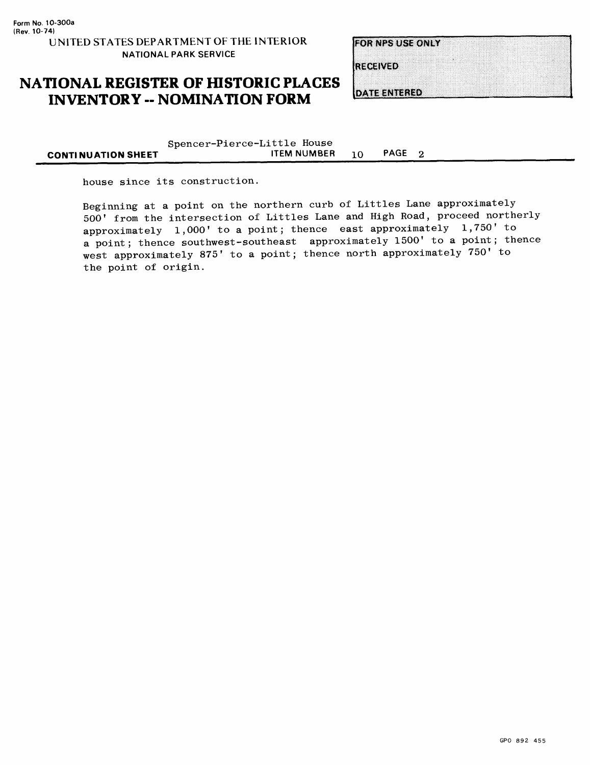Form No. 10-300a
(Rev. 10-74)

UNITED STATES DEPARTMENT OF THE INTERIOR
NATIONAL PARK SERVICE

# NATIONAL REGISTER OF HISTORIC PLACES INVENTORY -- NOMINATION FORM

| FOR NPS USE ONLY |
|---|
| RECEIVED |
| DATE ENTERED |

Spencer-Pierce-Little House

**CONTINUATION SHEET** ITEM NUMBER 10 PAGE 2

house since its construction.

Beginning at a point on the northern curb of Littles Lane approximately 500' from the intersection of Littles Lane and High Road, proceed northerly approximately 1,000' to a point; thence east approximately 1,750' to a point; thence southwest-southeast approximately 1500' to a point; thence west approximately 875' to a point; thence north approximately 750' to the point of origin.

GPO 892 455